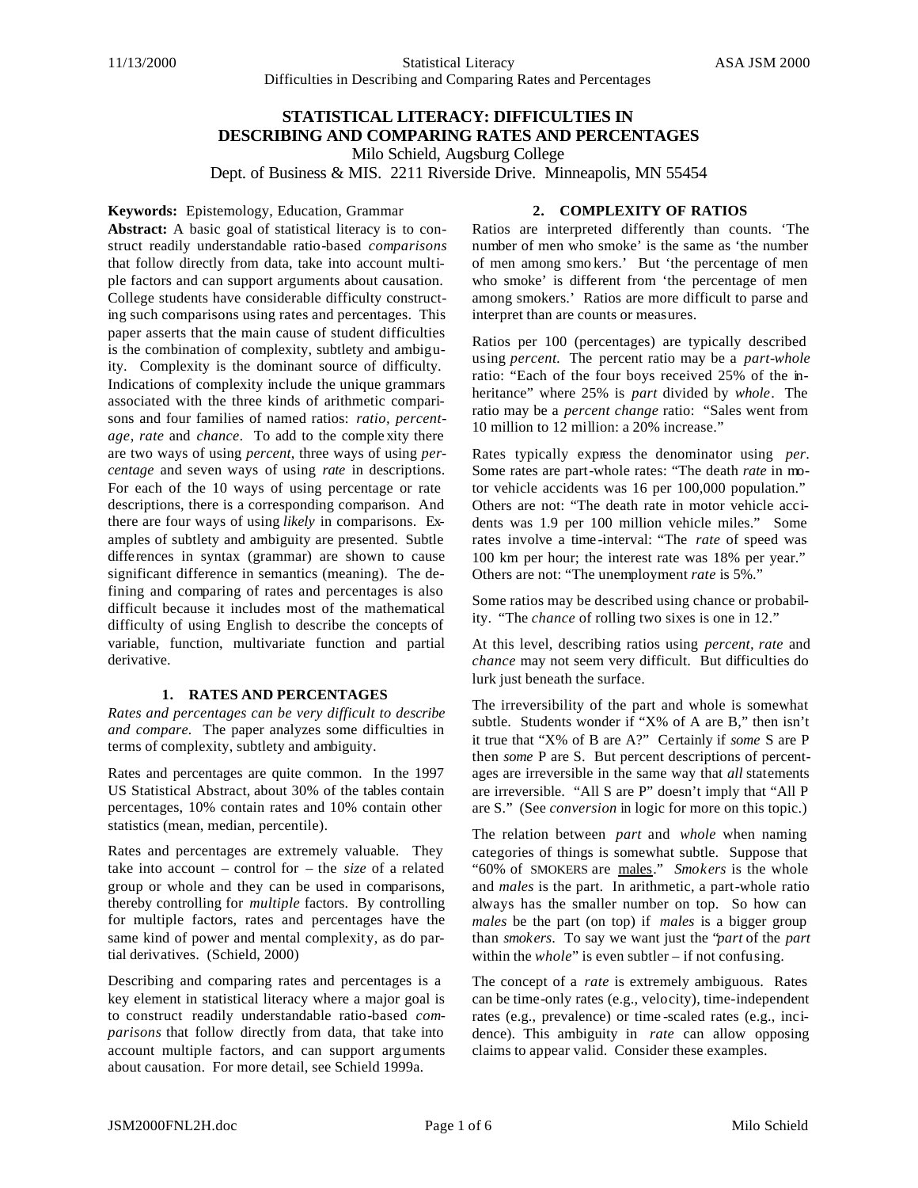# STATISTICAL LITERACY: DIFFICULTIES IN DESCRIBING AND COMPARING RATES AND PERCENTAGES

Milo Schield, Augsburg College

Dept. of Business & MIS. 2211 Riverside Drive. Minneapolis, MN 55454

**Keywords:** Epistemology, Education, Grammar

**Abstract:** A basic goal of statistical literacy is to construct readily understandable ratio-based *comparisons* that follow directly from data, take into account multiple factors and can support arguments about causation. College students have considerable difficulty constructing such comparisons using rates and percentages. This paper asserts that the main cause of student difficulties is the combination of complexity, subtlety and ambiguity. Complexity is the dominant source of difficulty. Indications of complexity include the unique grammars associated with the three kinds of arithmetic comparisons and four families of named ratios: *ratio*, *percentage*, *rate* and *chance*. To add to the complexity there are two ways of using *percent*, three ways of using *percentage* and seven ways of using *rate* in descriptions. For each of the 10 ways of using percentage or rate descriptions, there is a corresponding comparison. And there are four ways of using *likely* in comparisons. Examples of subtlety and ambiguity are presented. Subtle differences in syntax (grammar) are shown to cause significant difference in semantics (meaning). The defining and comparing of rates and percentages is also difficult because it includes most of the mathematical difficulty of using English to describe the concepts of variable, function, multivariate function and partial derivative.

## 1. RATES AND PERCENTAGES

*Rates and percentages can be very difficult to describe and compare.* The paper analyzes some difficulties in terms of complexity, subtlety and ambiguity.

Rates and percentages are quite common. In the 1997 US Statistical Abstract, about 30% of the tables contain percentages, 10% contain rates and 10% contain other statistics (mean, median, percentile).

Rates and percentages are extremely valuable. They take into account – control for – the *size* of a related group or whole and they can be used in comparisons, thereby controlling for *multiple* factors. By controlling for multiple factors, rates and percentages have the same kind of power and mental complexity, as do partial derivatives. (Schield, 2000)

Describing and comparing rates and percentages is a key element in statistical literacy where a major goal is to construct readily understandable ratio-based *comparisons* that follow directly from data, that take into account multiple factors, and can support arguments about causation. For more detail, see Schield 1999a.

## 2. COMPLEXITY OF RATIOS

Ratios are interpreted differently than counts. 'The number of men who smoke' is the same as 'the number of men among smokers.' But 'the percentage of men who smoke' is different from 'the percentage of men among smokers.' Ratios are more difficult to parse and interpret than are counts or measures.

Ratios per 100 (percentages) are typically described using *percent*. The percent ratio may be a *part-whole* ratio: "Each of the four boys received 25% of the inheritance" where 25% is *part* divided by *whole*. The ratio may be a *percent change* ratio: "Sales went from 10 million to 12 million: a 20% increase."

Rates typically express the denominator using *per*. Some rates are part-whole rates: "The death *rate* in motor vehicle accidents was 16 per 100,000 population." Others are not: "The death rate in motor vehicle accidents was 1.9 per 100 million vehicle miles." Some rates involve a time-interval: "The *rate* of speed was 100 km per hour; the interest rate was 18% per year." Others are not: "The unemployment *rate* is 5%."

Some ratios may be described using chance or probability. "The *chance* of rolling two sixes is one in 12."

At this level, describing ratios using *percent, rate* and *chance* may not seem very difficult. But difficulties do lurk just beneath the surface.

The irreversibility of the part and whole is somewhat subtle. Students wonder if "X% of A are B," then isn't it true that "X% of B are A?" Certainly if *some* S are P then *some* P are S. But percent descriptions of percentages are irreversible in the same way that *all* statements are irreversible. "All S are P" doesn't imply that "All P are S." (See *conversion* in logic for more on this topic.)

The relation between *part* and *whole* when naming categories of things is somewhat subtle. Suppose that "60% of SMOKERS are males." *Smokers* is the whole and *males* is the part. In arithmetic, a part-whole ratio always has the smaller number on top. So how can *males* be the part (on top) if *males* is a bigger group than *smokers*. To say we want just the "*part* of the *part* within the *whole*" is even subtler – if not confusing.

The concept of a *rate* is extremely ambiguous. Rates can be time-only rates (e.g., velocity), time-independent rates (e.g., prevalence) or time-scaled rates (e.g., incidence). This ambiguity in *rate* can allow opposing claims to appear valid. Consider these examples.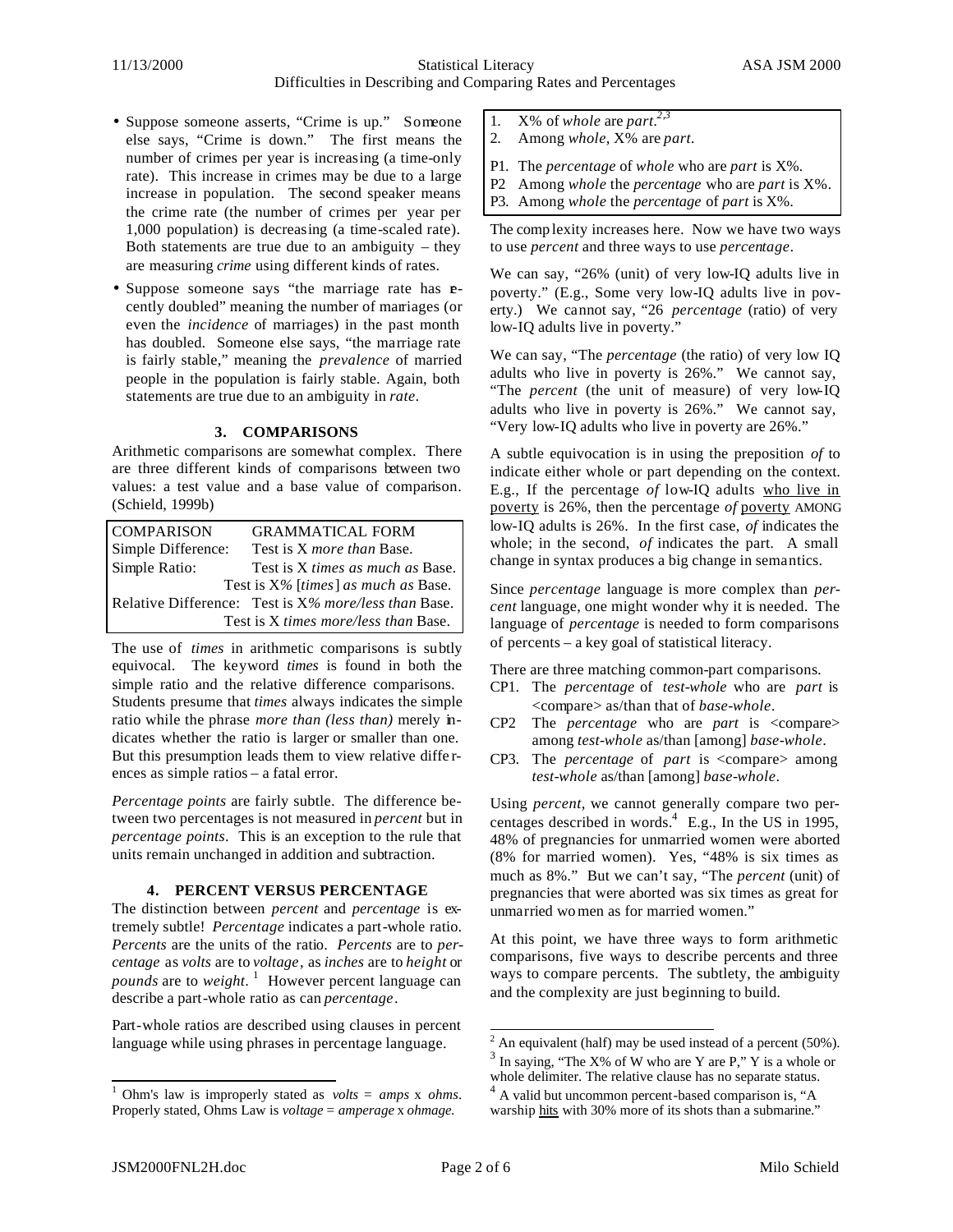- Suppose someone asserts, "Crime is up." Someone else says, "Crime is down." The first means the number of crimes per year is increasing (a time-only rate). This increase in crimes may be due to a large increase in population. The second speaker means the crime rate (the number of crimes per year per 1,000 population) is decreasing (a time-scaled rate). Both statements are true due to an ambiguity – they are measuring *crime* using different kinds of rates.
- Suppose someone says "the marriage rate has recently doubled" meaning the number of marriages (or even the *incidence* of marriages) in the past month has doubled. Someone else says, "the marriage rate is fairly stable," meaning the *prevalence* of married people in the population is fairly stable. Again, both statements are true due to an ambiguity in *rate*.

### 3. COMPARISONS

Arithmetic comparisons are somewhat complex. There are three different kinds of comparisons between two values: a test value and a base value of comparison. (Schield, 1999b)

| COMPARISON | GRAMMATICAL FORM |
|---|---|
| Simple Difference: | Test is X *more than* Base. |
| Simple Ratio: | Test is X *times as much as* Base. |
| | Test is X% [*times*] *as much as* Base. |
| Relative Difference: | Test is X% *more/less than* Base. |
| | Test is X *times more/less than* Base. |

The use of *times* in arithmetic comparisons is subtly equivocal. The keyword *times* is found in both the simple ratio and the relative difference comparisons. Students presume that *times* always indicates the simple ratio while the phrase *more than (less than)* merely indicates whether the ratio is larger or smaller than one. But this presumption leads them to view relative differences as simple ratios – a fatal error.

*Percentage points* are fairly subtle. The difference between two percentages is not measured in *percent* but in *percentage points*. This is an exception to the rule that units remain unchanged in addition and subtraction.

### 4. PERCENT VERSUS PERCENTAGE

The distinction between *percent* and *percentage* is extremely subtle! *Percentage* indicates a part-whole ratio. *Percents* are the units of the ratio. *Percents* are to *percentage* as *volts* are to *voltage*, as *inches* are to *height* or *pounds* are to *weight*.[1] However percent language can describe a part-whole ratio as can *percentage*.

Part-whole ratios are described using clauses in percent language while using phrases in percentage language.

1. X% of *whole* are *part*.[2,3]
2. Among *whole*, X% are *part*.

P1. The *percentage* of *whole* who are *part* is X%.
P2 Among *whole* the *percentage* who are *part* is X%.
P3. Among *whole* the *percentage* of *part* is X%.

The complexity increases here. Now we have two ways to use *percent* and three ways to use *percentage*.

We can say, "26% (unit) of very low-IQ adults live in poverty." (E.g., Some very low-IQ adults live in poverty.) We cannot say, "26 *percentage* (ratio) of very low-IQ adults live in poverty."

We can say, "The *percentage* (the ratio) of very low IQ adults who live in poverty is 26%." We cannot say, "The *percent* (the unit of measure) of very low-IQ adults who live in poverty is 26%." We cannot say, "Very low-IQ adults who live in poverty are 26%."

A subtle equivocation is in using the preposition *of* to indicate either whole or part depending on the context. E.g., If the percentage *of* low-IQ adults <u>who live in poverty</u> is 26%, then the percentage *of* <u>poverty</u> AMONG low-IQ adults is 26%. In the first case, *of* indicates the whole; in the second, *of* indicates the part. A small change in syntax produces a big change in semantics.

Since *percentage* language is more complex than *percent* language, one might wonder why it is needed. The language of *percentage* is needed to form comparisons of percents – a key goal of statistical literacy.

There are three matching common-part comparisons.

CP1. The *percentage* of *test-whole* who are *part* is <compare> as/than that of *base-whole*.
CP2 The *percentage* who are *part* is <compare> among *test-whole* as/than [among] *base-whole*.
CP3. The *percentage* of *part* is <compare> among *test-whole* as/than [among] *base-whole*.

Using *percent*, we cannot generally compare two percentages described in words.[4] E.g., In the US in 1995, 48% of pregnancies for unmarried women were aborted (8% for married women). Yes, "48% is six times as much as 8%." But we can't say, "The *percent* (unit) of pregnancies that were aborted was six times as great for unmarried women as for married women."

At this point, we have three ways to form arithmetic comparisons, five ways to describe percents and three ways to compare percents. The subtlety, the ambiguity and the complexity are just beginning to build.

---

[1] Ohm's law is improperly stated as *volts* = *amps* x *ohms*. Properly stated, Ohms Law is *voltage* = *amperage* x *ohmage*.

[2] An equivalent (half) may be used instead of a percent (50%).

[3] In saying, "The X% of W who are Y are P," Y is a whole or whole delimiter. The relative clause has no separate status.

[4] A valid but uncommon percent-based comparison is, "A warship <u>hits</u> with 30% more of its shots than a submarine."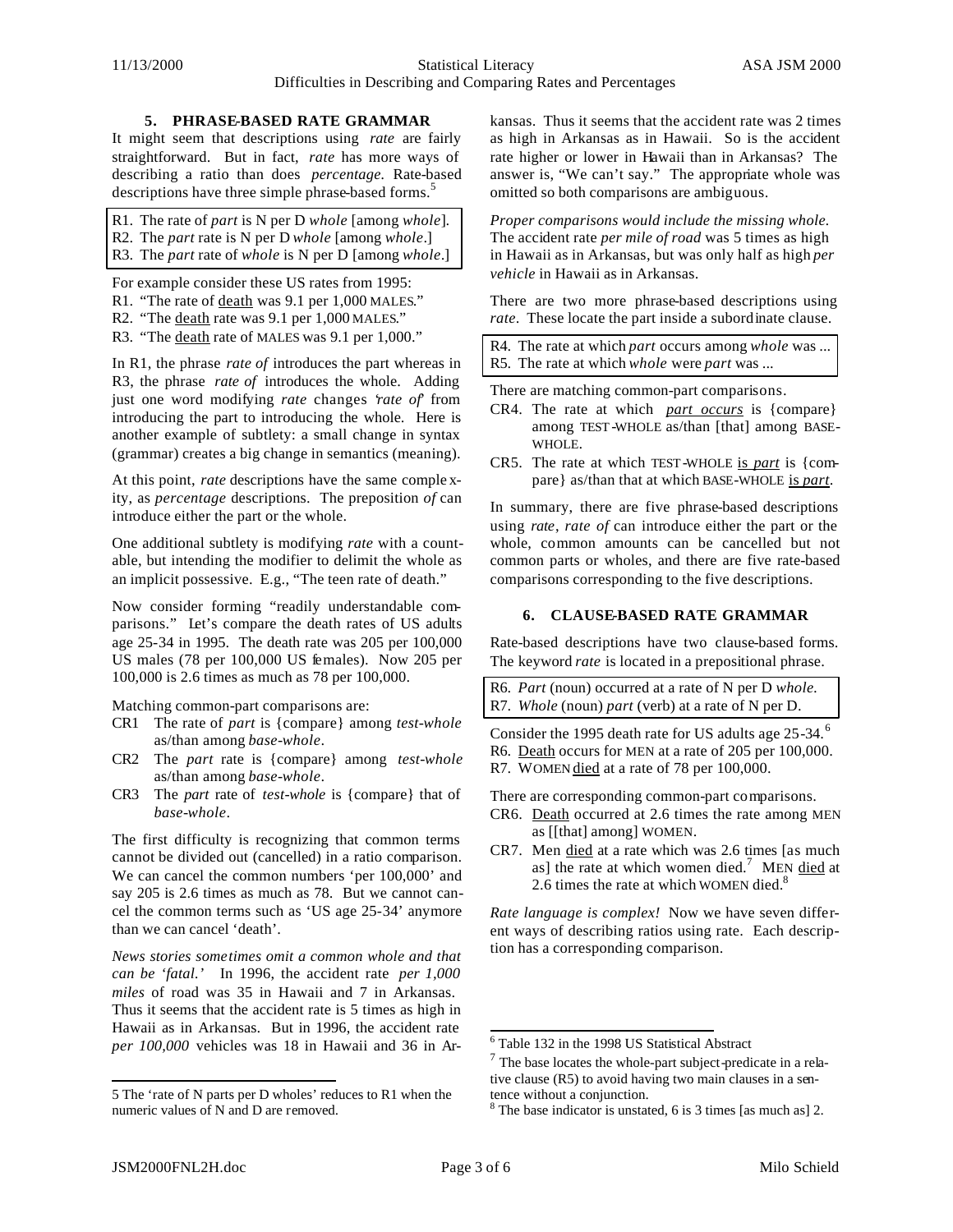## 5. PHRASE-BASED RATE GRAMMAR

It might seem that descriptions using *rate* are fairly straightforward. But in fact, *rate* has more ways of describing a ratio than does *percentage*. Rate-based descriptions have three simple phrase-based forms.[5]

R1. The rate of *part* is N per D *whole* [among *whole*].
R2. The *part* rate is N per D *whole* [among *whole*.]
R3. The *part* rate of *whole* is N per D [among *whole*.]

For example consider these US rates from 1995:

R1. "The rate of death was 9.1 per 1,000 MALES."
R2. "The death rate was 9.1 per 1,000 MALES."
R3. "The death rate of MALES was 9.1 per 1,000."

In R1, the phrase *rate of* introduces the part whereas in R3, the phrase *rate of* introduces the whole. Adding just one word modifying *rate* changes 'rate of' from introducing the part to introducing the whole. Here is another example of subtlety: a small change in syntax (grammar) creates a big change in semantics (meaning).

At this point, *rate* descriptions have the same complexity, as *percentage* descriptions. The preposition *of* can introduce either the part or the whole.

One additional subtlety is modifying *rate* with a countable, but intending the modifier to delimit the whole as an implicit possessive. E.g., "The teen rate of death."

Now consider forming "readily understandable comparisons." Let's compare the death rates of US adults age 25-34 in 1995. The death rate was 205 per 100,000 US males (78 per 100,000 US females). Now 205 per 100,000 is 2.6 times as much as 78 per 100,000.

Matching common-part comparisons are:

- CR1 The rate of *part* is {compare} among *test-whole* as/than among *base-whole*.
- CR2 The *part* rate is {compare} among *test-whole* as/than among *base-whole*.
- CR3 The *part* rate of *test-whole* is {compare} that of *base-whole*.

The first difficulty is recognizing that common terms cannot be divided out (cancelled) in a ratio comparison. We can cancel the common numbers 'per 100,000' and say 205 is 2.6 times as much as 78. But we cannot cancel the common terms such as 'US age 25-34' anymore than we can cancel 'death'.

*News stories sometimes omit a common whole and that can be 'fatal.'* In 1996, the accident rate *per 1,000 miles* of road was 35 in Hawaii and 7 in Arkansas. Thus it seems that the accident rate is 5 times as high in Hawaii as in Arkansas. But in 1996, the accident rate *per 100,000* vehicles was 18 in Hawaii and 36 in Arkansas. Thus it seems that the accident rate was 2 times as high in Arkansas as in Hawaii. So is the accident rate higher or lower in Hawaii than in Arkansas? The answer is, "We can't say." The appropriate whole was omitted so both comparisons are ambiguous.

*Proper comparisons would include the missing whole.* The accident rate *per mile of road* was 5 times as high in Hawaii as in Arkansas, but was only half as high *per vehicle* in Hawaii as in Arkansas.

There are two more phrase-based descriptions using *rate*. These locate the part inside a subordinate clause.

R4. The rate at which *part* occurs among *whole* was ...
R5. The rate at which *whole* were *part* was ...

There are matching common-part comparisons.

- CR4. The rate at which *part occurs* is {compare} among TEST-WHOLE as/than [that] among BASE-WHOLE.
- CR5. The rate at which TEST-WHOLE is *part* is {compare} as/than that at which BASE-WHOLE is *part*.

In summary, there are five phrase-based descriptions using *rate*, *rate of* can introduce either the part or the whole, common amounts can be cancelled but not common parts or wholes, and there are five rate-based comparisons corresponding to the five descriptions.

## 6. CLAUSE-BASED RATE GRAMMAR

Rate-based descriptions have two clause-based forms. The keyword *rate* is located in a prepositional phrase.

R6. *Part* (noun) occurred at a rate of N per D *whole*.
R7. *Whole* (noun) *part* (verb) at a rate of N per D.

Consider the 1995 death rate for US adults age 25-34.[6]

R6. Death occurs for MEN at a rate of 205 per 100,000.
R7. WOMEN died at a rate of 78 per 100,000.

There are corresponding common-part comparisons.

- CR6. Death occurred at 2.6 times the rate among MEN as [[that] among] WOMEN.
- CR7. Men died at a rate which was 2.6 times [as much as] the rate at which women died.[7] MEN died at 2.6 times the rate at which WOMEN died.[8]

*Rate language is complex!* Now we have seven different ways of describing ratios using rate. Each description has a corresponding comparison.

---

5 The 'rate of N parts per D wholes' reduces to R1 when the numeric values of N and D are removed.

6 Table 132 in the 1998 US Statistical Abstract

7 The base locates the whole-part subject-predicate in a relative clause (R5) to avoid having two main clauses in a sentence without a conjunction.

8 The base indicator is unstated, 6 is 3 times [as much as] 2.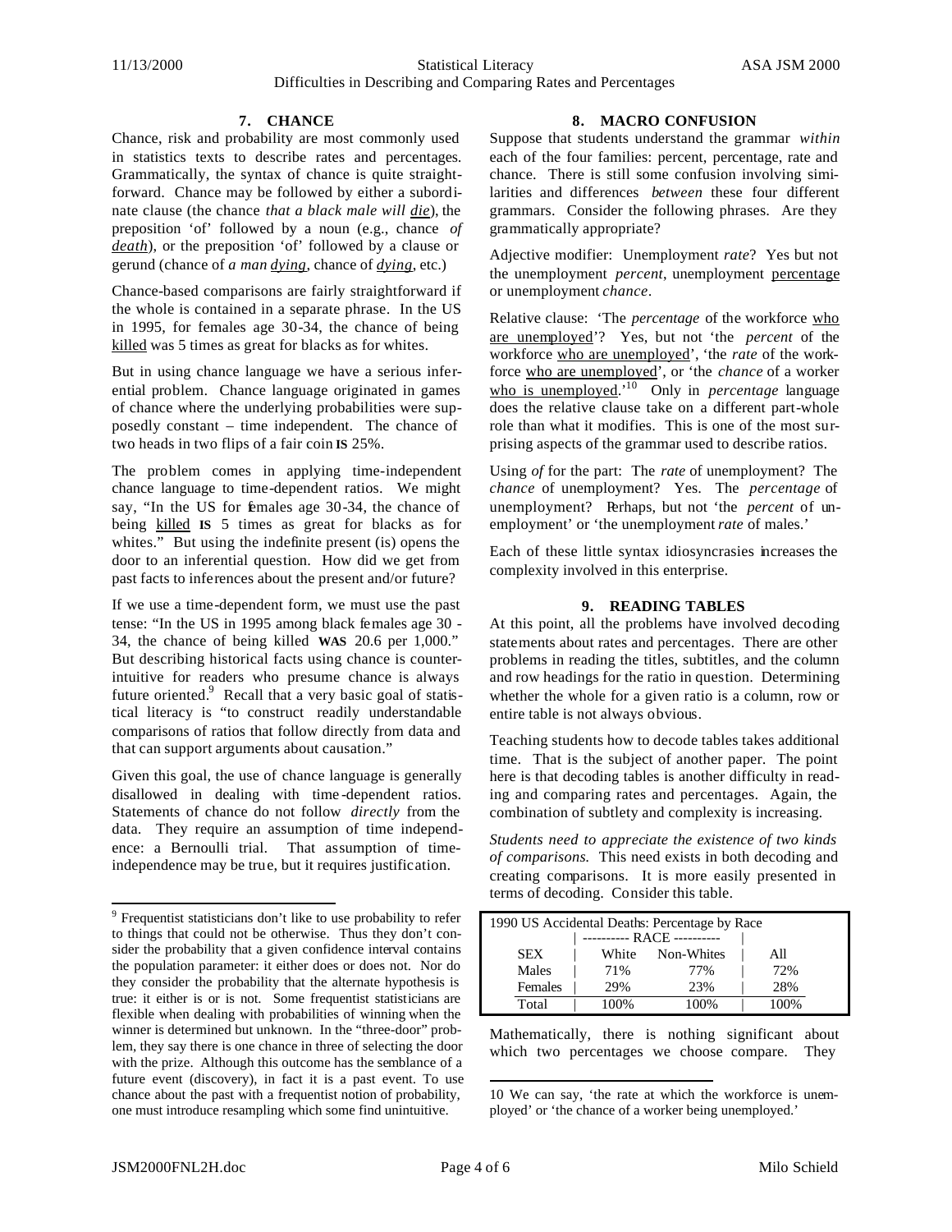## 7. CHANCE

Chance, risk and probability are most commonly used in statistics texts to describe rates and percentages. Grammatically, the syntax of chance is quite straightforward. Chance may be followed by either a subordinate clause (the chance *that a black male will die*), the preposition 'of' followed by a noun (e.g., chance *of death*), or the preposition 'of' followed by a clause or gerund (chance of *a man dying*, chance of *dying*, etc.)

Chance-based comparisons are fairly straightforward if the whole is contained in a separate phrase. In the US in 1995, for females age 30-34, the chance of being killed was 5 times as great for blacks as for whites.

But in using chance language we have a serious inferential problem. Chance language originated in games of chance where the underlying probabilities were supposedly constant – time independent. The chance of two heads in two flips of a fair coin **IS** 25%.

The problem comes in applying time-independent chance language to time-dependent ratios. We might say, "In the US for females age 30-34, the chance of being killed **IS** 5 times as great for blacks as for whites." But using the indefinite present (is) opens the door to an inferential question. How did we get from past facts to inferences about the present and/or future?

If we use a time-dependent form, we must use the past tense: "In the US in 1995 among black females age 30 - 34, the chance of being killed **WAS** 20.6 per 1,000." But describing historical facts using chance is counter-intuitive for readers who presume chance is always future oriented.[9] Recall that a very basic goal of statistical literacy is "to construct readily understandable comparisons of ratios that follow directly from data and that can support arguments about causation."

Given this goal, the use of chance language is generally disallowed in dealing with time-dependent ratios. Statements of chance do not follow *directly* from the data. They require an assumption of time independence: a Bernoulli trial. That assumption of time-independence may be true, but it requires justification.

## 8. MACRO CONFUSION

Suppose that students understand the grammar *within* each of the four families: percent, percentage, rate and chance. There is still some confusion involving similarities and differences *between* these four different grammars. Consider the following phrases. Are they grammatically appropriate?

Adjective modifier: Unemployment *rate*? Yes but not the unemployment *percent*, unemployment percentage or unemployment *chance*.

Relative clause: 'The *percentage* of the workforce who are unemployed'? Yes, but not 'the *percent* of the workforce who are unemployed', 'the *rate* of the workforce who are unemployed', or 'the *chance* of a worker who is unemployed.'[10] Only in *percentage* language does the relative clause take on a different part-whole role than what it modifies. This is one of the most surprising aspects of the grammar used to describe ratios.

Using *of* for the part: The *rate* of unemployment? The *chance* of unemployment? Yes. The *percentage* of unemployment? Perhaps, but not 'the *percent* of unemployment' or 'the unemployment *rate* of males.'

Each of these little syntax idiosyncrasies increases the complexity involved in this enterprise.

## 9. READING TABLES

At this point, all the problems have involved decoding statements about rates and percentages. There are other problems in reading the titles, subtitles, and the column and row headings for the ratio in question. Determining whether the whole for a given ratio is a column, row or entire table is not always obvious.

Teaching students how to decode tables takes additional time. That is the subject of another paper. The point here is that decoding tables is another difficulty in reading and comparing rates and percentages. Again, the combination of subtlety and complexity is increasing.

*Students need to appreciate the existence of two kinds of comparisons.* This need exists in both decoding and creating comparisons. It is more easily presented in terms of decoding. Consider this table.

1990 US Accidental Deaths: Percentage by Race

| | RACE | | |
|---|---|---|---|
| SEX | White | Non-Whites | All |
| Males | 71% | 77% | 72% |
| Females | 29% | 23% | 28% |
| Total | 100% | 100% | 100% |

Mathematically, there is nothing significant about which two percentages we choose compare. They

---

[9] Frequentist statisticians don't like to use probability to refer to things that could not be otherwise. Thus they don't consider the probability that a given confidence interval contains the population parameter: it either does or does not. Nor do they consider the probability that the alternate hypothesis is true: it either is or is not. Some frequentist statisticians are flexible when dealing with probabilities of winning when the winner is determined but unknown. In the "three-door" problem, they say there is one chance in three of selecting the door with the prize. Although this outcome has the semblance of a future event (discovery), in fact it is a past event. To use chance about the past with a frequentist notion of probability, one must introduce resampling which some find unintuitive.

[10] We can say, 'the rate at which the workforce is unemployed' or 'the chance of a worker being unemployed.'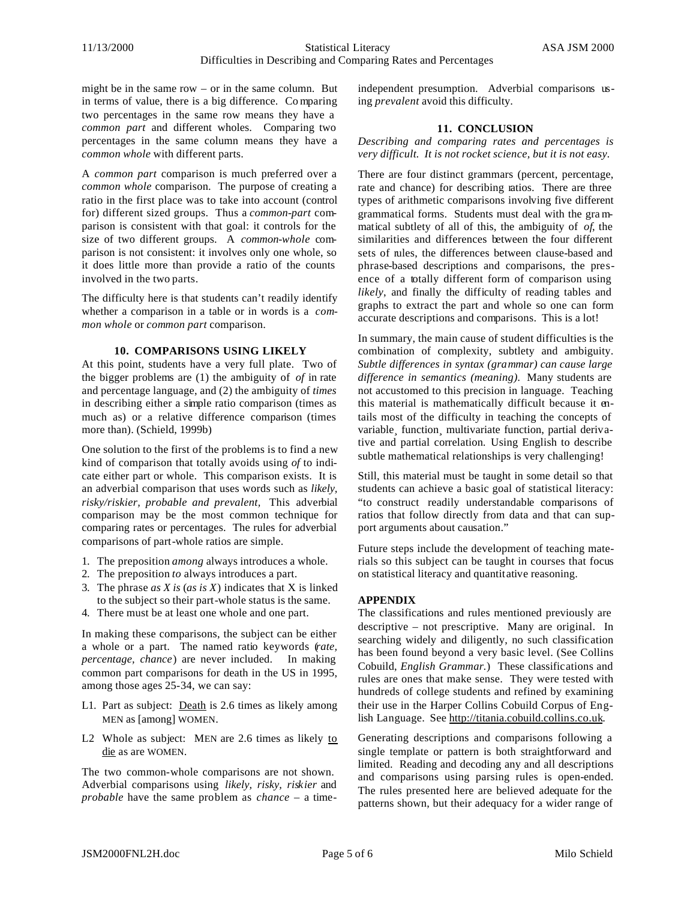might be in the same row – or in the same column. But in terms of value, there is a big difference. Comparing two percentages in the same row means they have a *common part* and different wholes. Comparing two percentages in the same column means they have a *common whole* with different parts.

A *common part* comparison is much preferred over a *common whole* comparison. The purpose of creating a ratio in the first place was to take into account (control for) different sized groups. Thus a *common-part* comparison is consistent with that goal: it controls for the size of two different groups. A *common-whole* comparison is not consistent: it involves only one whole, so it does little more than provide a ratio of the counts involved in the two parts.

The difficulty here is that students can't readily identify whether a comparison in a table or in words is a *common whole* or *common part* comparison.

## 10. COMPARISONS USING LIKELY

At this point, students have a very full plate. Two of the bigger problems are (1) the ambiguity of *of* in rate and percentage language, and (2) the ambiguity of *times* in describing either a simple ratio comparison (times as much as) or a relative difference comparison (times more than). (Schield, 1999b)

One solution to the first of the problems is to find a new kind of comparison that totally avoids using *of* to indicate either part or whole. This comparison exists. It is an adverbial comparison that uses words such as *likely, risky/riskier, probable and prevalent*, This adverbial comparison may be the most common technique for comparing rates or percentages. The rules for adverbial comparisons of part-whole ratios are simple.

1. The preposition *among* always introduces a whole.
2. The preposition *to* always introduces a part.
3. The phrase *as X is* (*as is X*) indicates that X is linked to the subject so their part-whole status is the same.
4. There must be at least one whole and one part.

In making these comparisons, the subject can be either a whole or a part. The named ratio keywords (*rate, percentage, chance*) are never included. In making common part comparisons for death in the US in 1995, among those ages 25-34, we can say:

L1. Part as subject: Death is 2.6 times as likely among MEN as [among] WOMEN.

L2 Whole as subject: MEN are 2.6 times as likely to die as are WOMEN.

The two common-whole comparisons are not shown. Adverbial comparisons using *likely, risky, riskier* and *probable* have the same problem as *chance* – a time-independent presumption. Adverbial comparisons using *prevalent* avoid this difficulty.

## 11. CONCLUSION

*Describing and comparing rates and percentages is very difficult. It is not rocket science, but it is not easy.*

There are four distinct grammars (percent, percentage, rate and chance) for describing ratios. There are three types of arithmetic comparisons involving five different grammatical forms. Students must deal with the grammatical subtlety of all of this, the ambiguity of *of*, the similarities and differences between the four different sets of rules, the differences between clause-based and phrase-based descriptions and comparisons, the presence of a totally different form of comparison using *likely*, and finally the difficulty of reading tables and graphs to extract the part and whole so one can form accurate descriptions and comparisons. This is a lot!

In summary, the main cause of student difficulties is the combination of complexity, subtlety and ambiguity. *Subtle differences in syntax (grammar) can cause large difference in semantics (meaning).* Many students are not accustomed to this precision in language. Teaching this material is mathematically difficult because it entails most of the difficulty in teaching the concepts of variable¸ function¸ multivariate function, partial derivative and partial correlation. Using English to describe subtle mathematical relationships is very challenging!

Still, this material must be taught in some detail so that students can achieve a basic goal of statistical literacy: "to construct readily understandable comparisons of ratios that follow directly from data and that can support arguments about causation."

Future steps include the development of teaching materials so this subject can be taught in courses that focus on statistical literacy and quantitative reasoning.

## APPENDIX

The classifications and rules mentioned previously are descriptive – not prescriptive. Many are original. In searching widely and diligently, no such classification has been found beyond a very basic level. (See Collins Cobuild, *English Grammar.*) These classifications and rules are ones that make sense. They were tested with hundreds of college students and refined by examining their use in the Harper Collins Cobuild Corpus of English Language. See http://titania.cobuild.collins.co.uk.

Generating descriptions and comparisons following a single template or pattern is both straightforward and limited. Reading and decoding any and all descriptions and comparisons using parsing rules is open-ended. The rules presented here are believed adequate for the patterns shown, but their adequacy for a wider range of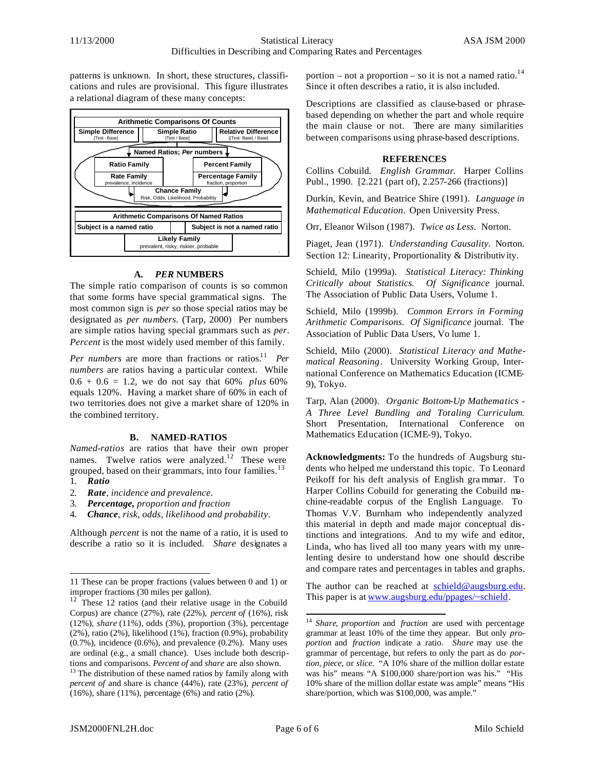patterns is unknown. In short, these structures, classifications and rules are provisional. This figure illustrates a relational diagram of these many concepts:

Arithmetic Comparisons Of Counts

Simple Difference [Test - Base]

Simple Ratio [Test / Base]

Relative Difference [(Test- Base) / Base]

Named Ratios; *Per* numbers

Ratio Family

Percent Family

Rate Family prevalence, incidence

Percentage Family fraction, proportion

Chance Family Risk, Odds, Likelihood, Probability

Arithmetic Comparisons Of Named Ratios

Subject is a named ratio

Subject is not a named ratio

Likely Family prevalent, risky, riskier, probable

### A. *PER* NUMBERS

The simple ratio comparison of counts is so common that some forms have special grammatical signs. The most common sign is *per* so those special ratios may be designated as *per numbers.* (Tarp, 2000) Per numbers are simple ratios having special grammars such as *per*. *Percent* is the most widely used member of this family.

*Per numbers* are more than fractions or ratios.[11] *Per numbers* are ratios having a particular context. While 0.6 + 0.6 = 1.2, we do not say that 60% *plus* 60% equals 120%. Having a market share of 60% in each of two territories does not give a market share of 120% in the combined territory.

### B. NAMED-RATIOS

*Named-ratios* are ratios that have their own proper names. Twelve ratios were analyzed.[12] These were grouped, based on their grammars, into four families.[13]

1. ***Ratio***
2. ***Rate***, *incidence and prevalence*.
3. ***Percentage,*** *proportion and fraction*
4. ***Chance***, *risk, odds, likelihood and probability*.

Although *percent* is not the name of a ratio, it is used to describe a ratio so it is included. *Share* designates a portion – not a proportion – so it is not a named ratio.[14] Since it often describes a ratio, it is also included.

Descriptions are classified as clause-based or phrase-based depending on whether the part and whole require the main clause or not. There are many similarities between comparisons using phrase-based descriptions.

## REFERENCES

Collins Cobuild. *English Grammar.* Harper Collins Publ., 1990. [2.221 (part of), 2.257-266 (fractions)]

Durkin, Kevin, and Beatrice Shire (1991). *Language in Mathematical Education.* Open University Press.

Orr, Eleanor Wilson (1987). *Twice as Less.* Norton.

Piaget, Jean (1971). *Understanding Causality.* Norton. Section 12: Linearity, Proportionality & Distributivity.

Schield, Milo (1999a). *Statistical Literacy: Thinking Critically about Statistics. Of Significance* journal. The Association of Public Data Users, Volume 1.

Schield, Milo (1999b). *Common Errors in Forming Arithmetic Comparisons. Of Significance* journal. The Association of Public Data Users, Vo lume 1.

Schield, Milo (2000). *Statistical Literacy and Mathematical Reasoning*. University Working Group, International Conference on Mathematics Education (ICME-9), Tokyo.

Tarp, Alan (2000). *Organic Bottom-Up Mathematics - A Three Level Bundling and Totaling Curriculum.* Short Presentation, International Conference on Mathematics Education (ICME-9), Tokyo.

**Acknowledgments:** To the hundreds of Augsburg students who helped me understand this topic. To Leonard Peikoff for his deft analysis of English grammar. To Harper Collins Cobuild for generating the Cobuild machine-readable corpus of the English Language. To Thomas V.V. Burnham who independently analyzed this material in depth and made major conceptual distinctions and integrations. And to my wife and editor, Linda, who has lived all too many years with my unrelenting desire to understand how one should describe and compare rates and percentages in tables and graphs.

The author can be reached at schield@augsburg.edu. This paper is at www.augsburg.edu/ppages/~schield.

---

11 These can be proper fractions (values between 0 and 1) or improper fractions (30 miles per gallon).

12 These 12 ratios (and their relative usage in the Cobuild Corpus) are chance (27%), rate (22%), *percent of* (16%), risk (12%), *share* (11%), odds (3%), proportion (3%), percentage (2%), ratio (2%), likelihood (1%), fraction (0.9%), probability (0.7%), incidence (0.6%), and prevalence (0.2%). Many uses are ordinal (e.g., a small chance). Uses include both descriptions and comparisons. *Percent of* and *share* are also shown.

13 The distribution of these named ratios by family along with *percent of* and share is chance (44%), rate (23%), *percent of* (16%), share (11%), percentage (6%) and ratio (2%).

14 *Share*, *proportion* and *fraction* are used with percentage grammar at least 10% of the time they appear. But only *proportion* and *fraction* indicate a ratio. *Share* may use the grammar of percentage, but refers to only the part as do *portion, piece,* or *slice.* "A 10% share of the million dollar estate was his" means "A $100,000 share/portion was his." "His 10% share of the million dollar estate was ample" means "His share/portion, which was $100,000, was ample."